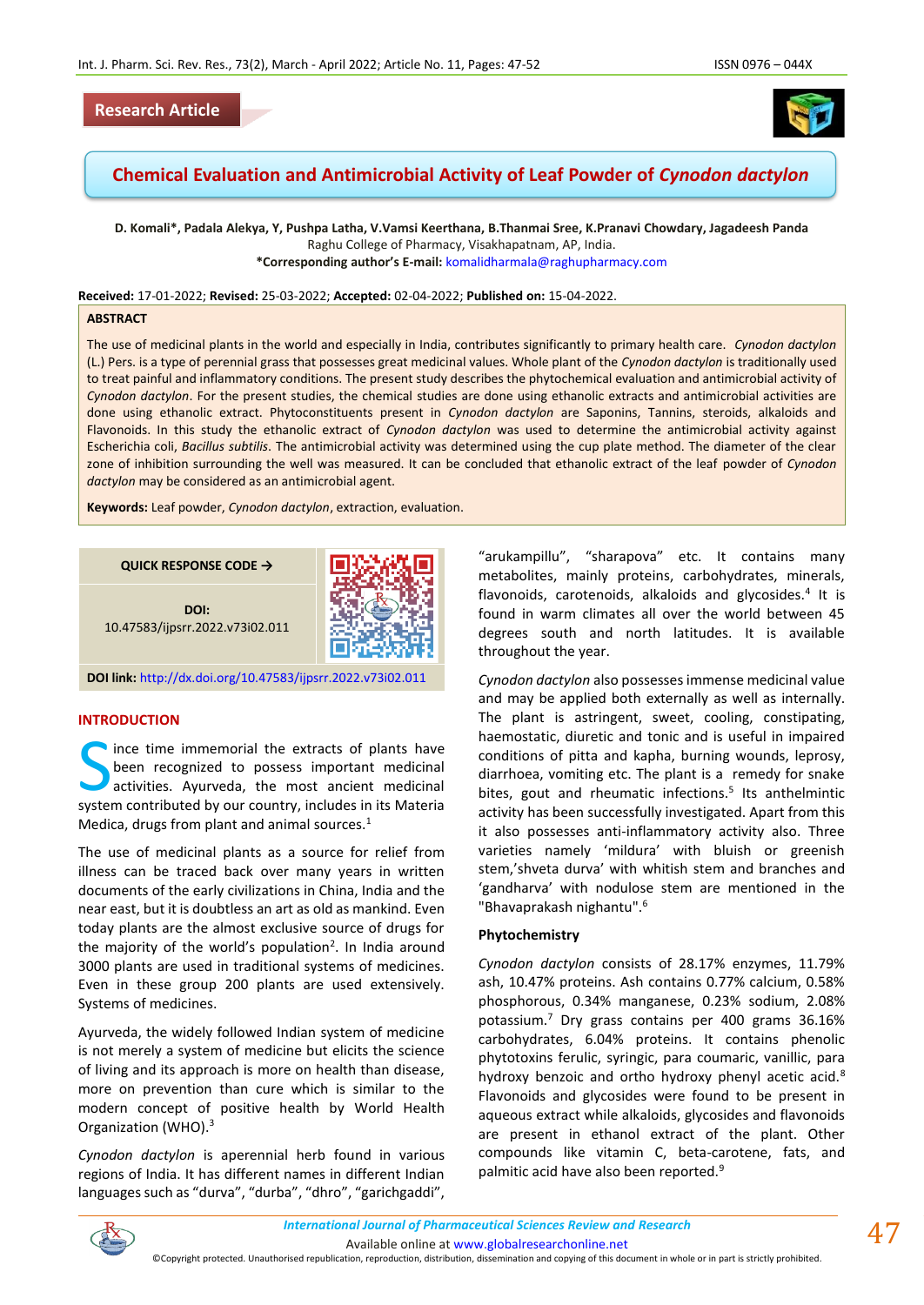Research Article

# Chemical Evaluation and Antimicrobial Activity of Leaf Powder of *Cynodon dactylon*

**D. Komali*, Padala Alekya, Y, Pushpa Latha, V.Vamsi Keerthana, B.Thanmai Sree, K.Pranavi Chowdary, Jagadeesh Panda**
Raghu College of Pharmacy, Visakhapatnam, AP, India.
***Corresponding author's E-mail:** komalidharmala@raghupharmacy.com

**Received:** 17-01-2022; **Revised:** 25-03-2022; **Accepted:** 02-04-2022; **Published on:** 15-04-2022.

## ABSTRACT

The use of medicinal plants in the world and especially in India, contributes significantly to primary health care. *Cynodon dactylon* (L.) Pers. is a type of perennial grass that possesses great medicinal values. Whole plant of the *Cynodon dactylon* is traditionally used to treat painful and inflammatory conditions. The present study describes the phytochemical evaluation and antimicrobial activity of *Cynodon dactylon*. For the present studies, the chemical studies are done using ethanolic extracts and antimicrobial activities are done using ethanolic extract. Phytoconstituents present in *Cynodon dactylon* are Saponins, Tannins, steroids, alkaloids and Flavonoids. In this study the ethanolic extract of *Cynodon dactylon* was used to determine the antimicrobial activity against Escherichia coli, *Bacillus subtilis*. The antimicrobial activity was determined using the cup plate method. The diameter of the clear zone of inhibition surrounding the well was measured. It can be concluded that ethanolic extract of the leaf powder of *Cynodon dactylon* may be considered as an antimicrobial agent.

**Keywords:** Leaf powder, *Cynodon dactylon*, extraction, evaluation.

**QUICK RESPONSE CODE →**

**DOI:**
10.47583/ijpsrr.2022.v73i02.011

**DOI link:** http://dx.doi.org/10.47583/ijpsrr.2022.v73i02.011

## INTRODUCTION

Since time immemorial the extracts of plants have been recognized to possess important medicinal activities. Ayurveda, the most ancient medicinal system contributed by our country, includes in its Materia Medica, drugs from plant and animal sources.[1]

The use of medicinal plants as a source for relief from illness can be traced back over many years in written documents of the early civilizations in China, India and the near east, but it is doubtless an art as old as mankind. Even today plants are the almost exclusive source of drugs for the majority of the world's population[2]. In India around 3000 plants are used in traditional systems of medicines. Even in these group 200 plants are used extensively. Systems of medicines.

Ayurveda, the widely followed Indian system of medicine is not merely a system of medicine but elicits the science of living and its approach is more on health than disease, more on prevention than cure which is similar to the modern concept of positive health by World Health Organization (WHO).[3]

*Cynodon dactylon* is aperennial herb found in various regions of India. It has different names in different Indian languages such as "durva", "durba", "dhro", "garichgaddi", "arukampillu", "sharapova" etc. It contains many metabolites, mainly proteins, carbohydrates, minerals, flavonoids, carotenoids, alkaloids and glycosides.[4] It is found in warm climates all over the world between 45 degrees south and north latitudes. It is available throughout the year.

*Cynodon dactylon* also possesses immense medicinal value and may be applied both externally as well as internally. The plant is astringent, sweet, cooling, constipating, haemostatic, diuretic and tonic and is useful in impaired conditions of pitta and kapha, burning wounds, leprosy, diarrhoea, vomiting etc. The plant is a remedy for snake bites, gout and rheumatic infections.[5] Its anthelmintic activity has been successfully investigated. Apart from this it also possesses anti-inflammatory activity also. Three varieties namely 'mildura' with bluish or greenish stem,'shveta durva' with whitish stem and branches and 'gandharva' with nodulose stem are mentioned in the "Bhavaprakash nighantu".[6]

### Phytochemistry

*Cynodon dactylon* consists of 28.17% enzymes, 11.79% ash, 10.47% proteins. Ash contains 0.77% calcium, 0.58% phosphorous, 0.34% manganese, 0.23% sodium, 2.08% potassium.[7] Dry grass contains per 400 grams 36.16% carbohydrates, 6.04% proteins. It contains phenolic phytotoxins ferulic, syringic, para coumaric, vanillic, para hydroxy benzoic and ortho hydroxy phenyl acetic acid.[8] Flavonoids and glycosides were found to be present in aqueous extract while alkaloids, glycosides and flavonoids are present in ethanol extract of the plant. Other compounds like vitamin C, beta-carotene, fats, and palmitic acid have also been reported.[9]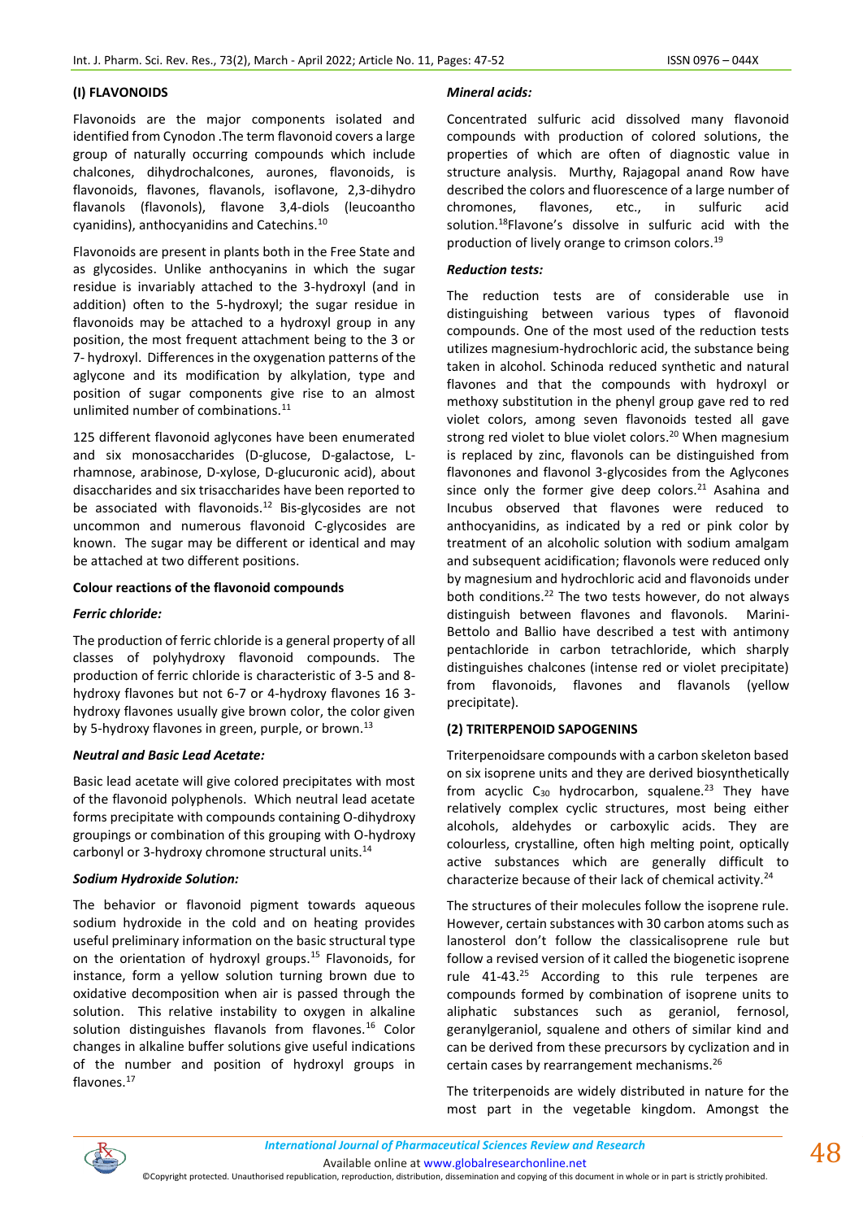### (I) FLAVONOIDS

Flavonoids are the major components isolated and identified from Cynodon .The term flavonoid covers a large group of naturally occurring compounds which include chalcones, dihydrochalcones, aurones, flavonoids, is flavonoids, flavones, flavanols, isoflavone, 2,3-dihydro flavanols (flavonols), flavone 3,4-diols (leucoantho cyanidins), anthocyanidins and Catechins.[10]

Flavonoids are present in plants both in the Free State and as glycosides. Unlike anthocyanins in which the sugar residue is invariably attached to the 3-hydroxyl (and in addition) often to the 5-hydroxyl; the sugar residue in flavonoids may be attached to a hydroxyl group in any position, the most frequent attachment being to the 3 or 7- hydroxyl. Differences in the oxygenation patterns of the aglycone and its modification by alkylation, type and position of sugar components give rise to an almost unlimited number of combinations.[11]

125 different flavonoid aglycones have been enumerated and six monosaccharides (D-glucose, D-galactose, L-rhamnose, arabinose, D-xylose, D-glucuronic acid), about disaccharides and six trisaccharides have been reported to be associated with flavonoids.[12] Bis-glycosides are not uncommon and numerous flavonoid C-glycosides are known. The sugar may be different or identical and may be attached at two different positions.

#### Colour reactions of the flavonoid compounds

#### *Ferric chloride:*

The production of ferric chloride is a general property of all classes of polyhydroxy flavonoid compounds. The production of ferric chloride is characteristic of 3-5 and 8-hydroxy flavones but not 6-7 or 4-hydroxy flavones 16 3-hydroxy flavones usually give brown color, the color given by 5-hydroxy flavones in green, purple, or brown.[13]

#### *Neutral and Basic Lead Acetate:*

Basic lead acetate will give colored precipitates with most of the flavonoid polyphenols. Which neutral lead acetate forms precipitate with compounds containing O-dihydroxy groupings or combination of this grouping with O-hydroxy carbonyl or 3-hydroxy chromone structural units.[14]

#### *Sodium Hydroxide Solution:*

The behavior or flavonoid pigment towards aqueous sodium hydroxide in the cold and on heating provides useful preliminary information on the basic structural type on the orientation of hydroxyl groups.[15] Flavonoids, for instance, form a yellow solution turning brown due to oxidative decomposition when air is passed through the solution. This relative instability to oxygen in alkaline solution distinguishes flavanols from flavones.[16] Color changes in alkaline buffer solutions give useful indications of the number and position of hydroxyl groups in flavones.[17]

#### *Mineral acids:*

Concentrated sulfuric acid dissolved many flavonoid compounds with production of colored solutions, the properties of which are often of diagnostic value in structure analysis. Murthy, Rajagopal anand Row have described the colors and fluorescence of a large number of chromones, flavones, etc., in sulfuric acid solution.[18]Flavone's dissolve in sulfuric acid with the production of lively orange to crimson colors.[19]

#### *Reduction tests:*

The reduction tests are of considerable use in distinguishing between various types of flavonoid compounds. One of the most used of the reduction tests utilizes magnesium-hydrochloric acid, the substance being taken in alcohol. Schinoda reduced synthetic and natural flavones and that the compounds with hydroxyl or methoxy substitution in the phenyl group gave red to red violet colors, among seven flavonoids tested all gave strong red violet to blue violet colors.[20] When magnesium is replaced by zinc, flavonols can be distinguished from flavones and flavonol 3-glycosides from the Aglycones since only the former give deep colors.[21] Asahina and Incubus observed that flavones were reduced to anthocyanidins, as indicated by a red or pink color by treatment of an alcoholic solution with sodium amalgam and subsequent acidification; flavonols were reduced only by magnesium and hydrochloric acid and flavonoids under both conditions.[22] The two tests however, do not always distinguish between flavones and flavonols. Marini-Bettolo and Ballio have described a test with antimony pentachloride in carbon tetrachloride, which sharply distinguishes chalcones (intense red or violet precipitate) from flavonoids, flavones and flavanols (yellow precipitate).

### (2) TRITERPENOID SAPOGENINS

Triterpenoidsare compounds with a carbon skeleton based on six isoprene units and they are derived biosynthetically from acyclic $C_{30}$ hydrocarbon, squalene.[23] They have relatively complex cyclic structures, most being either alcohols, aldehydes or carboxylic acids. They are colourless, crystalline, often high melting point, optically active substances which are generally difficult to characterize because of their lack of chemical activity.[24]

The structures of their molecules follow the isoprene rule. However, certain substances with 30 carbon atoms such as lanosterol don't follow the classicalisoprene rule but follow a revised version of it called the biogenetic isoprene rule 41-43.[25] According to this rule terpenes are compounds formed by combination of isoprene units to aliphatic substances such as geraniol, fernosol, geranylgeraniol, squalene and others of similar kind and can be derived from these precursors by cyclization and in certain cases by rearrangement mechanisms.[26]

The triterpenoids are widely distributed in nature for the most part in the vegetable kingdom. Amongst the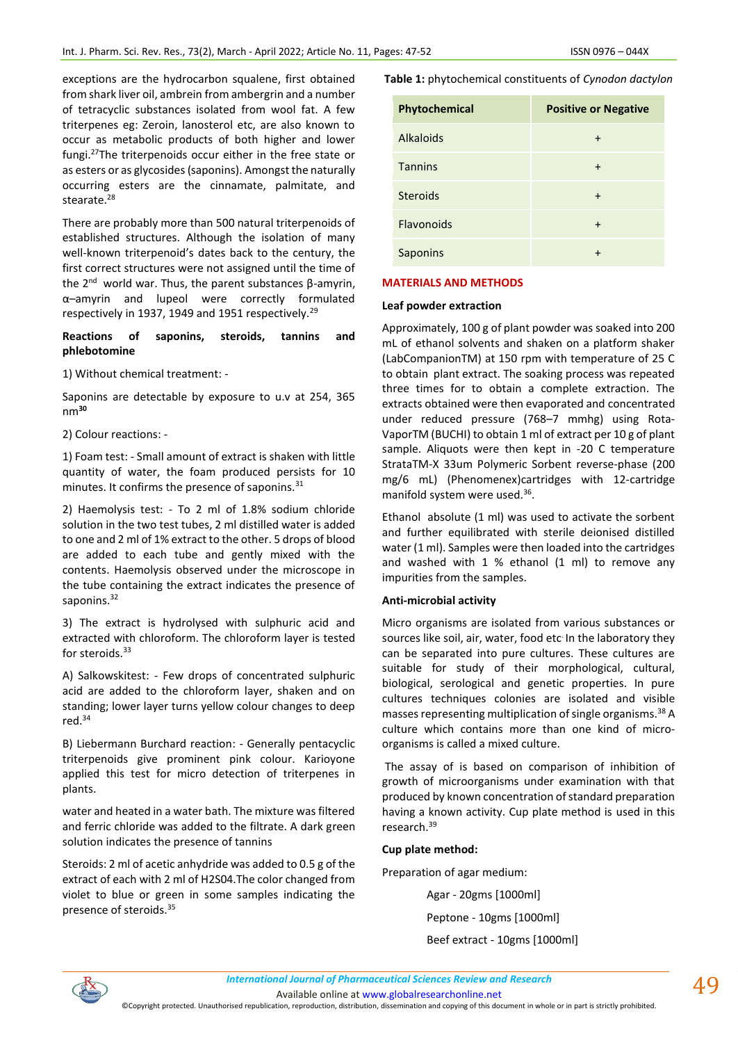exceptions are the hydrocarbon squalene, first obtained from shark liver oil, ambrein from ambergrin and a number of tetracyclic substances isolated from wool fat. A few triterpenes eg: Zeroin, lanosterol etc, are also known to occur as metabolic products of both higher and lower fungi.[27] The triterpenoids occur either in the free state or as esters or as glycosides (saponins). Amongst the naturally occurring esters are the cinnamate, palmitate, and stearate.[28]

There are probably more than 500 natural triterpenoids of established structures. Although the isolation of many well-known triterpenoid's dates back to the century, the first correct structures were not assigned until the time of the 2nd world war. Thus, the parent substances β-amyrin, α–amyrin and lupeol were correctly formulated respectively in 1937, 1949 and 1951 respectively.[29]

**Reactions of saponins, steroids, tannins and phlebotomine**

1) Without chemical treatment: -

Saponins are detectable by exposure to u.v at 254, 365 nm[30]

2) Colour reactions: -

1) Foam test: - Small amount of extract is shaken with little quantity of water, the foam produced persists for 10 minutes. It confirms the presence of saponins.[31]

2) Haemolysis test: - To 2 ml of 1.8% sodium chloride solution in the two test tubes, 2 ml distilled water is added to one and 2 ml of 1% extract to the other. 5 drops of blood are added to each tube and gently mixed with the contents. Haemolysis observed under the microscope in the tube containing the extract indicates the presence of saponins.[32]

3) The extract is hydrolysed with sulphuric acid and extracted with chloroform. The chloroform layer is tested for steroids.[33]

A) Salkowskitest: - Few drops of concentrated sulphuric acid are added to the chloroform layer, shaken and on standing; lower layer turns yellow colour changes to deep red.[34]

B) Liebermann Burchard reaction: - Generally pentacyclic triterpenoids give prominent pink colour. Karioyone applied this test for micro detection of triterpenes in plants.

water and heated in a water bath. The mixture was filtered and ferric chloride was added to the filtrate. A dark green solution indicates the presence of tannins

Steroids: 2 ml of acetic anhydride was added to 0.5 g of the extract of each with 2 ml of $H_2SO_4$.The color changed from violet to blue or green in some samples indicating the presence of steroids.[35]

**Table 1:** phytochemical constituents of *Cynodon dactylon*

| Phytochemical | Positive or Negative |
|---|---|
| Alkaloids | + |
| Tannins | + |
| Steroids | + |
| Flavonoids | + |
| Saponins | + |

## MATERIALS AND METHODS

**Leaf powder extraction**

Approximately, 100 g of plant powder was soaked into 200 mL of ethanol solvents and shaken on a platform shaker (LabCompanionTM) at 150 rpm with temperature of 25 C to obtain plant extract. The soaking process was repeated three times for to obtain a complete extraction. The extracts obtained were then evaporated and concentrated under reduced pressure (768–7 mmhg) using Rota-VaporTM (BUCHI) to obtain 1 ml of extract per 10 g of plant sample. Aliquots were then kept in -20 C temperature StrataTM-X 33um Polymeric Sorbent reverse-phase (200 mg/6 mL) (Phenomenex)cartridges with 12-cartridge manifold system were used.[36].

Ethanol absolute (1 ml) was used to activate the sorbent and further equilibrated with sterile deionised distilled water (1 ml). Samples were then loaded into the cartridges and washed with 1 % ethanol (1 ml) to remove any impurities from the samples.

**Anti-microbial activity**

Micro organisms are isolated from various substances or sources like soil, air, water, food etc. In the laboratory they can be separated into pure cultures. These cultures are suitable for study of their morphological, cultural, biological, serological and genetic properties. In pure cultures techniques colonies are isolated and visible masses representing multiplication of single organisms.[38] A culture which contains more than one kind of micro-organisms is called a mixed culture.

The assay of is based on comparison of inhibition of growth of microorganisms under examination with that produced by known concentration of standard preparation having a known activity. Cup plate method is used in this research.[39]

**Cup plate method:**

Preparation of agar medium:

Agar - 20gms [1000ml]

Peptone - 10gms [1000ml]

Beef extract - 10gms [1000ml]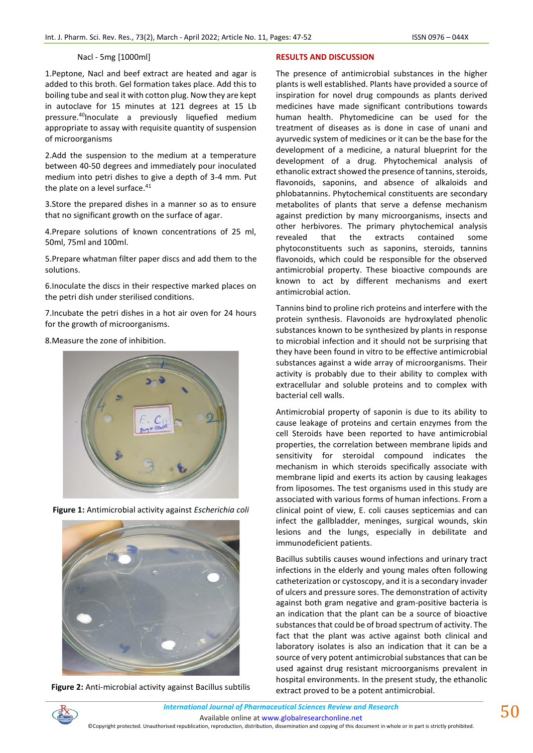Nacl - 5mg [1000ml]

1.Peptone, Nacl and beef extract are heated and agar is added to this broth. Gel formation takes place. Add this to boiling tube and seal it with cotton plug. Now they are kept in autoclave for 15 minutes at 121 degrees at 15 Lb pressure.[40]Inoculate a previously liquefied medium appropriate to assay with requisite quantity of suspension of microorganisms

2.Add the suspension to the medium at a temperature between 40-50 degrees and immediately pour inoculated medium into petri dishes to give a depth of 3-4 mm. Put the plate on a level surface.[41]

3.Store the prepared dishes in a manner so as to ensure that no significant growth on the surface of agar.

4.Prepare solutions of known concentrations of 25 ml, 50ml, 75ml and 100ml.

5.Prepare whatman filter paper discs and add them to the solutions.

6.Inoculate the discs in their respective marked places on the petri dish under sterilised conditions.

7.Incubate the petri dishes in a hot air oven for 24 hours for the growth of microorganisms.

8.Measure the zone of inhibition.

**Figure 1:** Antimicrobial activity against *Escherichia coli*

**Figure 2:** Anti-microbial activity against Bacillus subtilis

## RESULTS AND DISCUSSION

The presence of antimicrobial substances in the higher plants is well established. Plants have provided a source of inspiration for novel drug compounds as plants derived medicines have made significant contributions towards human health. Phytomedicine can be used for the treatment of diseases as is done in case of unani and ayurvedic system of medicines or it can be the base for the development of a medicine, a natural blueprint for the development of a drug. Phytochemical analysis of ethanolic extract showed the presence of tannins, steroids, flavonoids, saponins, and absence of alkaloids and phlobatannins. Phytochemical constituents are secondary metabolites of plants that serve a defense mechanism against prediction by many microorganisms, insects and other herbivores. The primary phytochemical analysis revealed that the extracts contained some phytoconstituents such as saponins, steroids, tannins flavonoids, which could be responsible for the observed antimicrobial property. These bioactive compounds are known to act by different mechanisms and exert antimicrobial action.

Tannins bind to proline rich proteins and interfere with the protein synthesis. Flavonoids are hydroxylated phenolic substances known to be synthesized by plants in response to microbial infection and it should not be surprising that they have been found in vitro to be effective antimicrobial substances against a wide array of microorganisms. Their activity is probably due to their ability to complex with extracellular and soluble proteins and to complex with bacterial cell walls.

Antimicrobial property of saponin is due to its ability to cause leakage of proteins and certain enzymes from the cell Steroids have been reported to have antimicrobial properties, the correlation between membrane lipids and sensitivity for steroidal compound indicates the mechanism in which steroids specifically associate with membrane lipid and exerts its action by causing leakages from liposomes. The test organisms used in this study are associated with various forms of human infections. From a clinical point of view, E. coli causes septicemias and can infect the gallbladder, meninges, surgical wounds, skin lesions and the lungs, especially in debilitate and immunodeficient patients.

Bacillus subtilis causes wound infections and urinary tract infections in the elderly and young males often following catheterization or cystoscopy, and it is a secondary invader of ulcers and pressure sores. The demonstration of activity against both gram negative and gram-positive bacteria is an indication that the plant can be a source of bioactive substances that could be of broad spectrum of activity. The fact that the plant was active against both clinical and laboratory isolates is also an indication that it can be a source of very potent antimicrobial substances that can be used against drug resistant microorganisms prevalent in hospital environments. In the present study, the ethanolic extract proved to be a potent antimicrobial.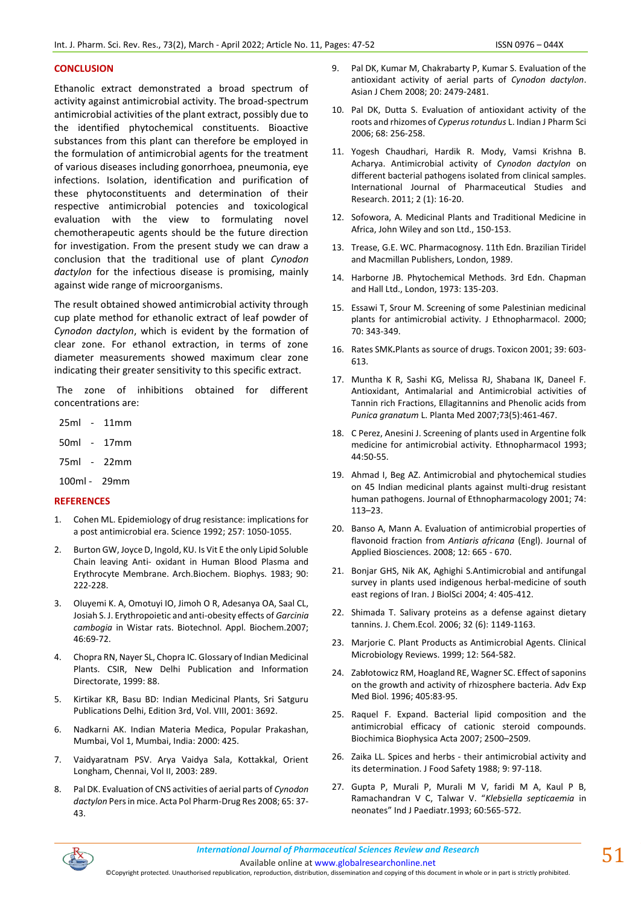## CONCLUSION

Ethanolic extract demonstrated a broad spectrum of activity against antimicrobial activity. The broad-spectrum antimicrobial activities of the plant extract, possibly due to the identified phytochemical constituents. Bioactive substances from this plant can therefore be employed in the formulation of antimicrobial agents for the treatment of various diseases including gonorrhoea, pneumonia, eye infections. Isolation, identification and purification of these phytoconstituents and determination of their respective antimicrobial potencies and toxicological evaluation with the view to formulating novel chemotherapeutic agents should be the future direction for investigation. From the present study we can draw a conclusion that the traditional use of plant *Cynodon dactylon* for the infectious disease is promising, mainly against wide range of microorganisms.

The result obtained showed antimicrobial activity through cup plate method for ethanolic extract of leaf powder of *Cynodon dactylon*, which is evident by the formation of clear zone. For ethanol extraction, in terms of zone diameter measurements showed maximum clear zone indicating their greater sensitivity to this specific extract.

The zone of inhibitions obtained for different concentrations are:

25ml - 11mm

50ml - 17mm

75ml - 22mm

100ml - 29mm

## REFERENCES

1. Cohen ML. Epidemiology of drug resistance: implications for a post antimicrobial era. Science 1992; 257: 1050-1055.
2. Burton GW, Joyce D, Ingold, KU. Is Vit E the only Lipid Soluble Chain leaving Anti- oxidant in Human Blood Plasma and Erythrocyte Membrane. Arch.Biochem. Biophys. 1983; 90: 222-228.
3. Oluyemi K. A, Omotuyi IO, Jimoh O R, Adesanya OA, Saal CL, Josiah S. J. Erythropoietic and anti-obesity effects of *Garcinia cambogia* in Wistar rats. Biotechnol. Appl. Biochem.2007; 46:69-72.
4. Chopra RN, Nayer SL, Chopra IC. Glossary of Indian Medicinal Plants. CSIR, New Delhi Publication and Information Directorate, 1999: 88.
5. Kirtikar KR, Basu BD: Indian Medicinal Plants, Sri Satguru Publications Delhi, Edition 3rd, Vol. VIII, 2001: 3692.
6. Nadkarni AK. Indian Materia Medica, Popular Prakashan, Mumbai, Vol 1, Mumbai, India: 2000: 425.
7. Vaidyaratnam PSV. Arya Vaidya Sala, Kottakkal, Orient Longham, Chennai, Vol II, 2003: 289.
8. Pal DK. Evaluation of CNS activities of aerial parts of *Cynodon dactylon* Pers in mice. Acta Pol Pharm-Drug Res 2008; 65: 37-43.
9. Pal DK, Kumar M, Chakrabarty P, Kumar S. Evaluation of the antioxidant activity of aerial parts of *Cynodon dactylon*. Asian J Chem 2008; 20: 2479-2481.
10. Pal DK, Dutta S. Evaluation of antioxidant activity of the roots and rhizomes of *Cyperus rotundus* L. Indian J Pharm Sci 2006; 68: 256-258.
11. Yogesh Chaudhari, Hardik R. Mody, Vamsi Krishna B. Acharya. Antimicrobial activity of *Cynodon dactylon* on different bacterial pathogens isolated from clinical samples. International Journal of Pharmaceutical Studies and Research. 2011; 2 (1): 16-20.
12. Sofowora, A. Medicinal Plants and Traditional Medicine in Africa, John Wiley and son Ltd., 150-153.
13. Trease, G.E. WC. Pharmacognosy. 11th Edn. Brazilian Tiridel and Macmillan Publishers, London, 1989.
14. Harborne JB. Phytochemical Methods. 3rd Edn. Chapman and Hall Ltd., London, 1973: 135-203.
15. Essawi T, Srour M. Screening of some Palestinian medicinal plants for antimicrobial activity. J Ethnopharmacol. 2000; 70: 343-349.
16. Rates SMK.Plants as source of drugs. Toxicon 2001; 39: 603-613.
17. Muntha K R, Sashi KG, Melissa RJ, Shabana IK, Daneel F. Antioxidant, Antimalarial and Antimicrobial activities of Tannin rich Fractions, Ellagitannins and Phenolic acids from *Punica granatum* L. Planta Med 2007;73(5):461-467.
18. C Perez, Anesini J. Screening of plants used in Argentine folk medicine for antimicrobial activity. Ethnopharmacol 1993; 44:50-55.
19. Ahmad I, Beg AZ. Antimicrobial and phytochemical studies on 45 Indian medicinal plants against multi-drug resistant human pathogens. Journal of Ethnopharmacology 2001; 74: 113–23.
20. Banso A, Mann A. Evaluation of antimicrobial properties of flavonoid fraction from *Antiaris africana* (Engl). Journal of Applied Biosciences. 2008; 12: 665 - 670.
21. Bonjar GHS, Nik AK, Aghighi S.Antimicrobial and antifungal survey in plants used indigenous herbal-medicine of south east regions of Iran. J BiolSci 2004; 4: 405-412.
22. Shimada T. Salivary proteins as a defense against dietary tannins. J. Chem.Ecol. 2006; 32 (6): 1149-1163.
23. Marjorie C. Plant Products as Antimicrobial Agents. Clinical Microbiology Reviews. 1999; 12: 564-582.
24. Zabłotowicz RM, Hoagland RE, Wagner SC. Effect of saponins on the growth and activity of rhizosphere bacteria. Adv Exp Med Biol. 1996; 405:83-95.
25. Raquel F. Expand. Bacterial lipid composition and the antimicrobial efficacy of cationic steroid compounds. Biochimica Biophysica Acta 2007; 2500–2509.
26. Zaika LL. Spices and herbs - their antimicrobial activity and its determination. J Food Safety 1988; 9: 97-118.
27. Gupta P, Murali P, Murali M V, faridi M A, Kaul P B, Ramachandran V C, Talwar V. "*Klebsiella septicaemia* in neonates" Ind J Paediatr.1993; 60:565-572.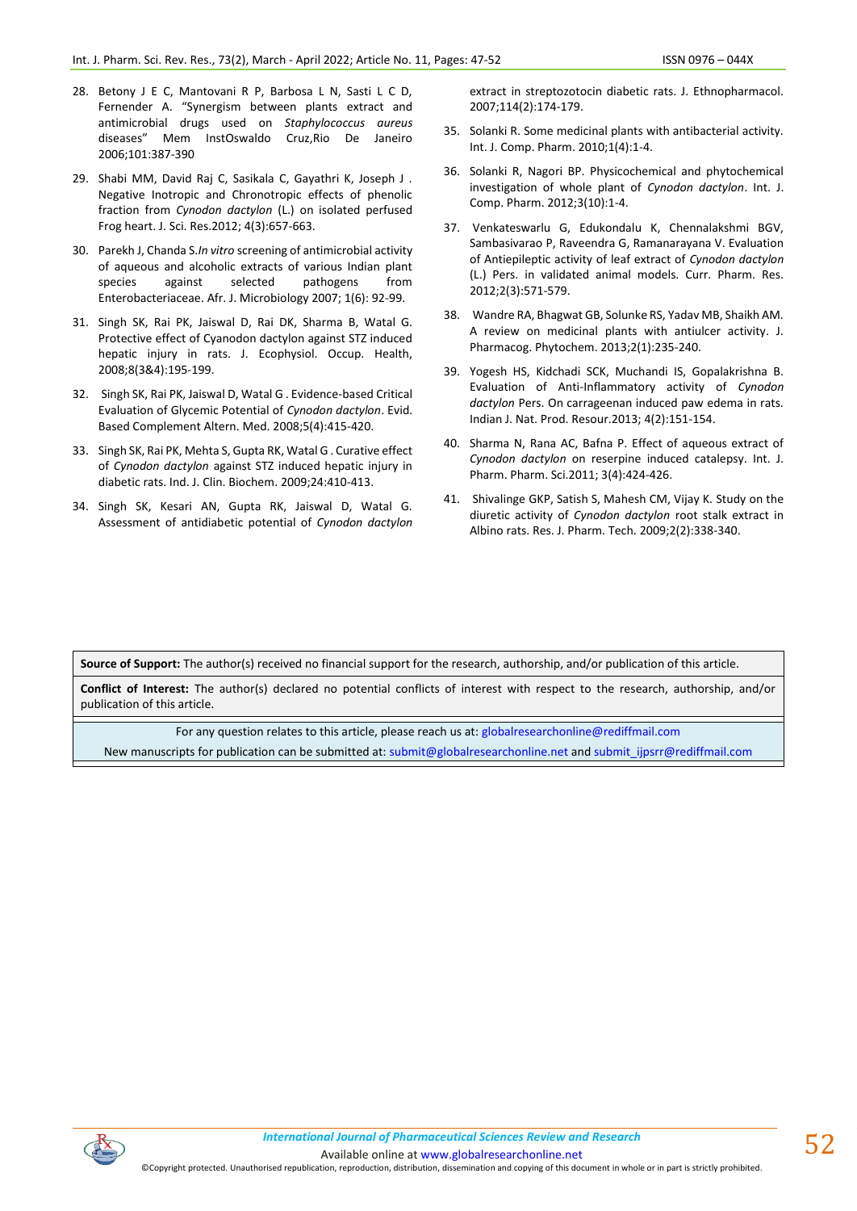28. Betony J E C, Mantovani R P, Barbosa L N, Sasti L C D, Fernender A. "Synergism between plants extract and antimicrobial drugs used on *Staphylococcus aureus* diseases" Mem InstOswaldo Cruz,Rio De Janeiro 2006;101:387-390

29. Shabi MM, David Raj C, Sasikala C, Gayathri K, Joseph J . Negative Inotropic and Chronotropic effects of phenolic fraction from *Cynodon dactylon* (L.) on isolated perfused Frog heart. J. Sci. Res.2012; 4(3):657-663.

30. Parekh J, Chanda S.*In vitro* screening of antimicrobial activity of aqueous and alcoholic extracts of various Indian plant species against selected pathogens from Enterobacteriaceae. Afr. J. Microbiology 2007; 1(6): 92-99.

31. Singh SK, Rai PK, Jaiswal D, Rai DK, Sharma B, Watal G. Protective effect of Cyanodon dactylon against STZ induced hepatic injury in rats. J. Ecophysiol. Occup. Health, 2008;8(3&4):195-199.

32. Singh SK, Rai PK, Jaiswal D, Watal G . Evidence-based Critical Evaluation of Glycemic Potential of *Cynodon dactylon*. Evid. Based Complement Altern. Med. 2008;5(4):415-420.

33. Singh SK, Rai PK, Mehta S, Gupta RK, Watal G . Curative effect of *Cynodon dactylon* against STZ induced hepatic injury in diabetic rats. Ind. J. Clin. Biochem. 2009;24:410-413.

34. Singh SK, Kesari AN, Gupta RK, Jaiswal D, Watal G. Assessment of antidiabetic potential of *Cynodon dactylon* extract in streptozotocin diabetic rats. J. Ethnopharmacol. 2007;114(2):174-179.

35. Solanki R. Some medicinal plants with antibacterial activity. Int. J. Comp. Pharm. 2010;1(4):1-4.

36. Solanki R, Nagori BP. Physicochemical and phytochemical investigation of whole plant of *Cynodon dactylon*. Int. J. Comp. Pharm. 2012;3(10):1-4.

37. Venkateswarlu G, Edukondalu K, Chennalakshmi BGV, Sambasivarao P, Raveendra G, Ramanarayana V. Evaluation of Antiepileptic activity of leaf extract of *Cynodon dactylon* (L.) Pers. in validated animal models. Curr. Pharm. Res. 2012;2(3):571-579.

38. Wandre RA, Bhagwat GB, Solunke RS, Yadav MB, Shaikh AM. A review on medicinal plants with antiulcer activity. J. Pharmacog. Phytochem. 2013;2(1):235-240.

39. Yogesh HS, Kidchadi SCK, Muchandi IS, Gopalakrishna B. Evaluation of Anti-Inflammatory activity of *Cynodon dactylon* Pers. On carrageenan induced paw edema in rats. Indian J. Nat. Prod. Resour.2013; 4(2):151-154.

40. Sharma N, Rana AC, Bafna P. Effect of aqueous extract of *Cynodon dactylon* on reserpine induced catalepsy. Int. J. Pharm. Pharm. Sci.2011; 3(4):424-426.

41. Shivalinge GKP, Satish S, Mahesh CM, Vijay K. Study on the diuretic activity of *Cynodon dactylon* root stalk extract in Albino rats. Res. J. Pharm. Tech. 2009;2(2):338-340.

**Source of Support:** The author(s) received no financial support for the research, authorship, and/or publication of this article.

**Conflict of Interest:** The author(s) declared no potential conflicts of interest with respect to the research, authorship, and/or publication of this article.

For any question relates to this article, please reach us at: globalresearchonline@rediffmail.com

New manuscripts for publication can be submitted at: submit@globalresearchonline.net and submit_ijpsrr@rediffmail.com